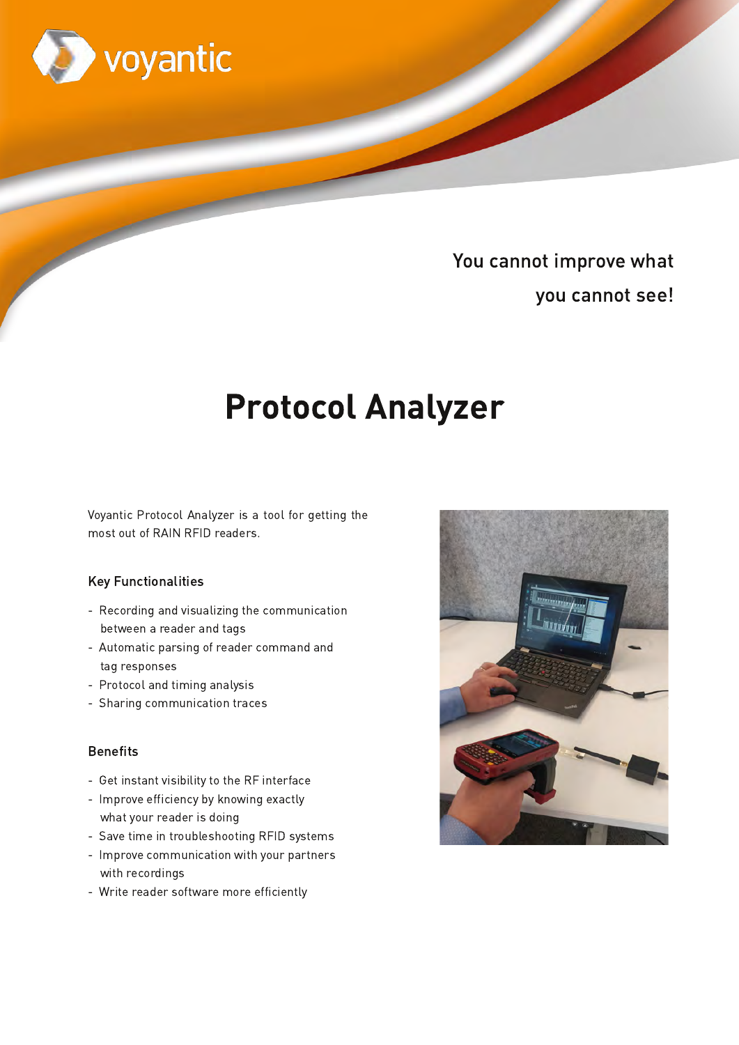voyantic

You cannot improve what you cannot see!

# Protocol Analyzer

Voyantic Protocol Analyzer is a tool for getting the most out of RAIN RFID readers.

### Key Functionalities

- Recording and visualizing the communication between a reader and tags
- Automatic parsing of reader command and tag responses
- Protocol and timing analysis
- Sharing communication traces

### Benefits

- Get instant visibility to the RF interface
- Improve efficiency by knowing exactly what your reader is doing
- Save time in troubleshooting RFID systems
- Improve communication with your partners with recordings
- Write reader software more efficiently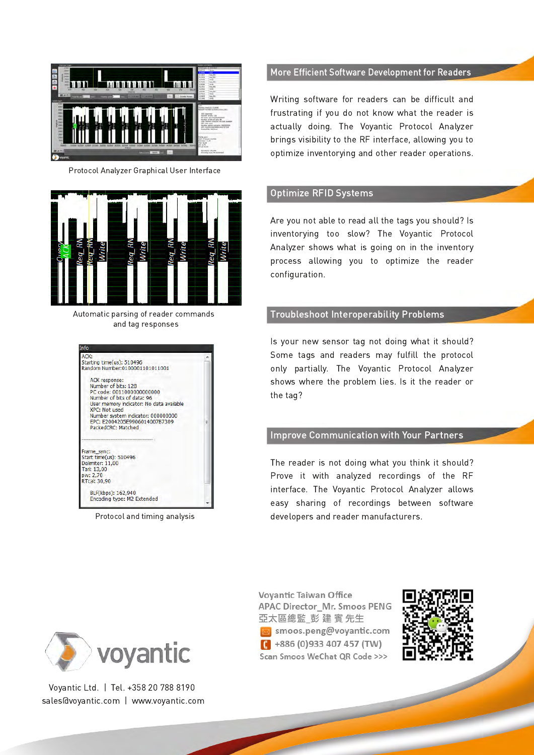Protocol Analyzer Graphical User Interface

Automatic parsing of reader commands and tag responses

Protocol and timing analysis

## More Efficient Software Development for Readers

Writing software for readers can be difficult and frustrating if you do not know what the reader is actually doing. The Voyantic Protocol Analyzer brings visibility to the RF interface, allowing you to optimize inventorying and other reader operations.

## Optimize RFID Systems

Are you not able to read all the tags you should? Is inventorying too slow? The Voyantic Protocol Analyzer shows what is going on in the inventory process allowing you to optimize the reader configuration.

## Troubleshoot Interoperability Problems

Is your new sensor tag not doing what it should? Some tags and readers may fulfill the protocol only partially. The Voyantic Protocol Analyzer shows where the problem lies. Is it the reader or the tag?

## Improve Communication with Your Partners

The reader is not doing what you think it should? Prove it with analyzed recordings of the RF interface. The Voyantic Protocol Analyzer allows easy sharing of recordings between software developers and reader manufacturers.

Voyantic Taiwan Office
APAC Director_Mr. Smoos PENG
亞太區總監_彭 建 賓 先生
smoos.peng@voyantic.com
+886 (0)933 407 457 (TW)
Scan Smoos WeChat QR Code >>>

voyantic

Voyantic Ltd. | Tel. +358 20 788 8190
sales@voyantic.com | www.voyantic.com